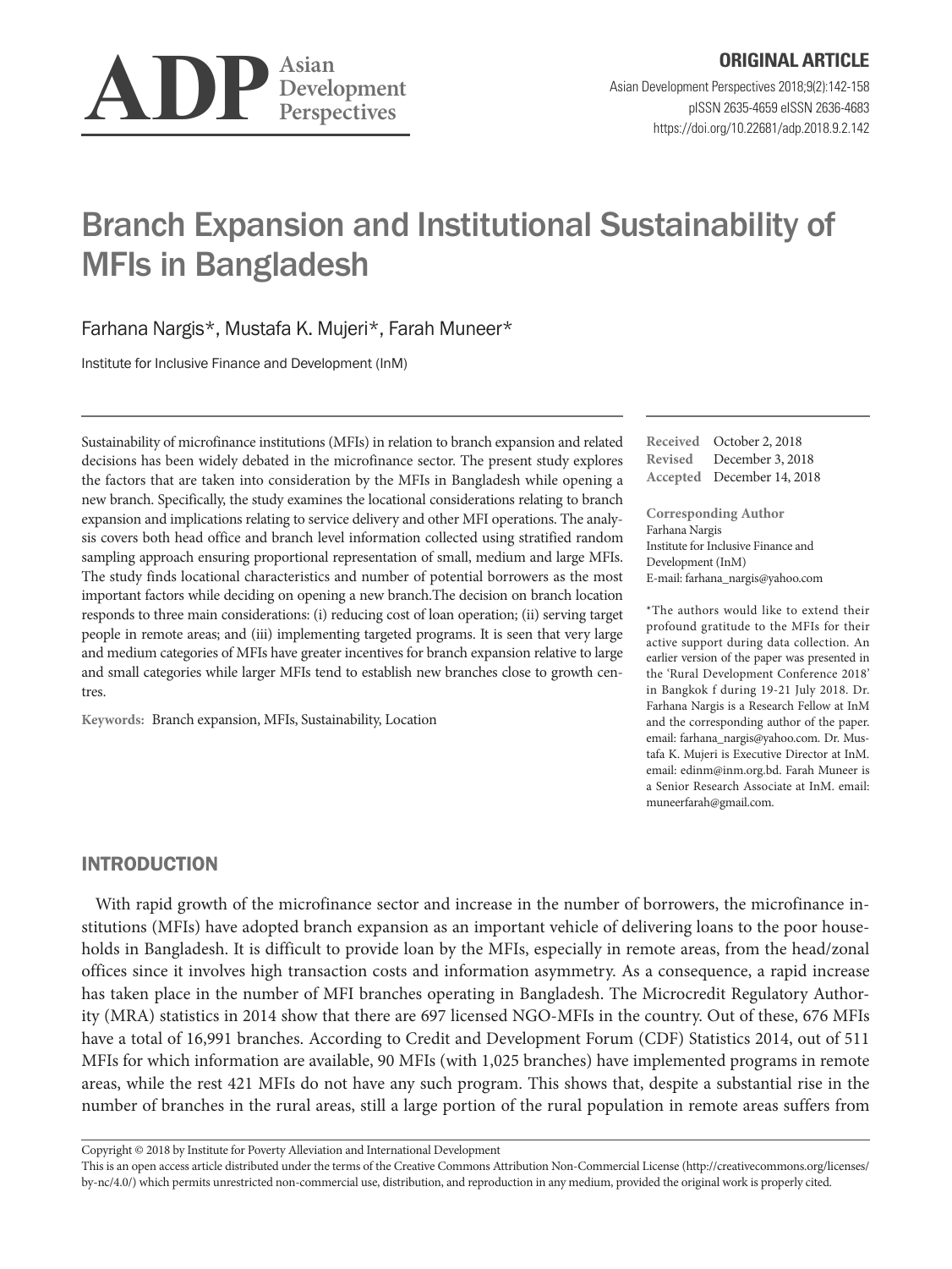ORIGINAL ARTICLE

# Branch Expansion and Institutional Sustainability of MFIs in Bangladesh

Farhana Nargis*, Mustafa K. Mujeri*, Farah Muneer*

Institute for Inclusive Finance and Development (InM)

Sustainability of microfinance institutions (MFIs) in relation to branch expansion and related decisions has been widely debated in the microfinance sector. The present study explores the factors that are taken into consideration by the MFIs in Bangladesh while opening a new branch. Specifically, the study examines the locational considerations relating to branch expansion and implications relating to service delivery and other MFI operations. The analysis covers both head office and branch level information collected using stratified random sampling approach ensuring proportional representation of small, medium and large MFIs. The study finds locational characteristics and number of potential borrowers as the most important factors while deciding on opening a new branch.The decision on branch location responds to three main considerations: (i) reducing cost of loan operation; (ii) serving target people in remote areas; and (iii) implementing targeted programs. It is seen that very large and medium categories of MFIs have greater incentives for branch expansion relative to large and small categories while larger MFIs tend to establish new branches close to growth centres.

**Keywords:** Branch expansion, MFIs, Sustainability, Location

**Received** October 2, 2018
**Revised** December 3, 2018
**Accepted** December 14, 2018

**Corresponding Author**
Farhana Nargis
Institute for Inclusive Finance and Development (InM)
E-mail: farhana_nargis@yahoo.com

*The authors would like to extend their profound gratitude to the MFIs for their active support during data collection. An earlier version of the paper was presented in the 'Rural Development Conference 2018' in Bangkok f during 19-21 July 2018. Dr. Farhana Nargis is a Research Fellow at InM and the corresponding author of the paper. email: farhana_nargis@yahoo.com. Dr. Mustafa K. Mujeri is Executive Director at InM. email: edinm@inm.org.bd. Farah Muneer is a Senior Research Associate at InM. email: muneerfarah@gmail.com.

## INTRODUCTION

With rapid growth of the microfinance sector and increase in the number of borrowers, the microfinance institutions (MFIs) have adopted branch expansion as an important vehicle of delivering loans to the poor households in Bangladesh. It is difficult to provide loan by the MFIs, especially in remote areas, from the head/zonal offices since it involves high transaction costs and information asymmetry. As a consequence, a rapid increase has taken place in the number of MFI branches operating in Bangladesh. The Microcredit Regulatory Authority (MRA) statistics in 2014 show that there are 697 licensed NGO-MFIs in the country. Out of these, 676 MFIs have a total of 16,991 branches. According to Credit and Development Forum (CDF) Statistics 2014, out of 511 MFIs for which information are available, 90 MFIs (with 1,025 branches) have implemented programs in remote areas, while the rest 421 MFIs do not have any such program. This shows that, despite a substantial rise in the number of branches in the rural areas, still a large portion of the rural population in remote areas suffers from

Copyright © 2018 by Institute for Poverty Alleviation and International Development
This is an open access article distributed under the terms of the Creative Commons Attribution Non-Commercial License (http://creativecommons.org/licenses/by-nc/4.0/) which permits unrestricted non-commercial use, distribution, and reproduction in any medium, provided the original work is properly cited.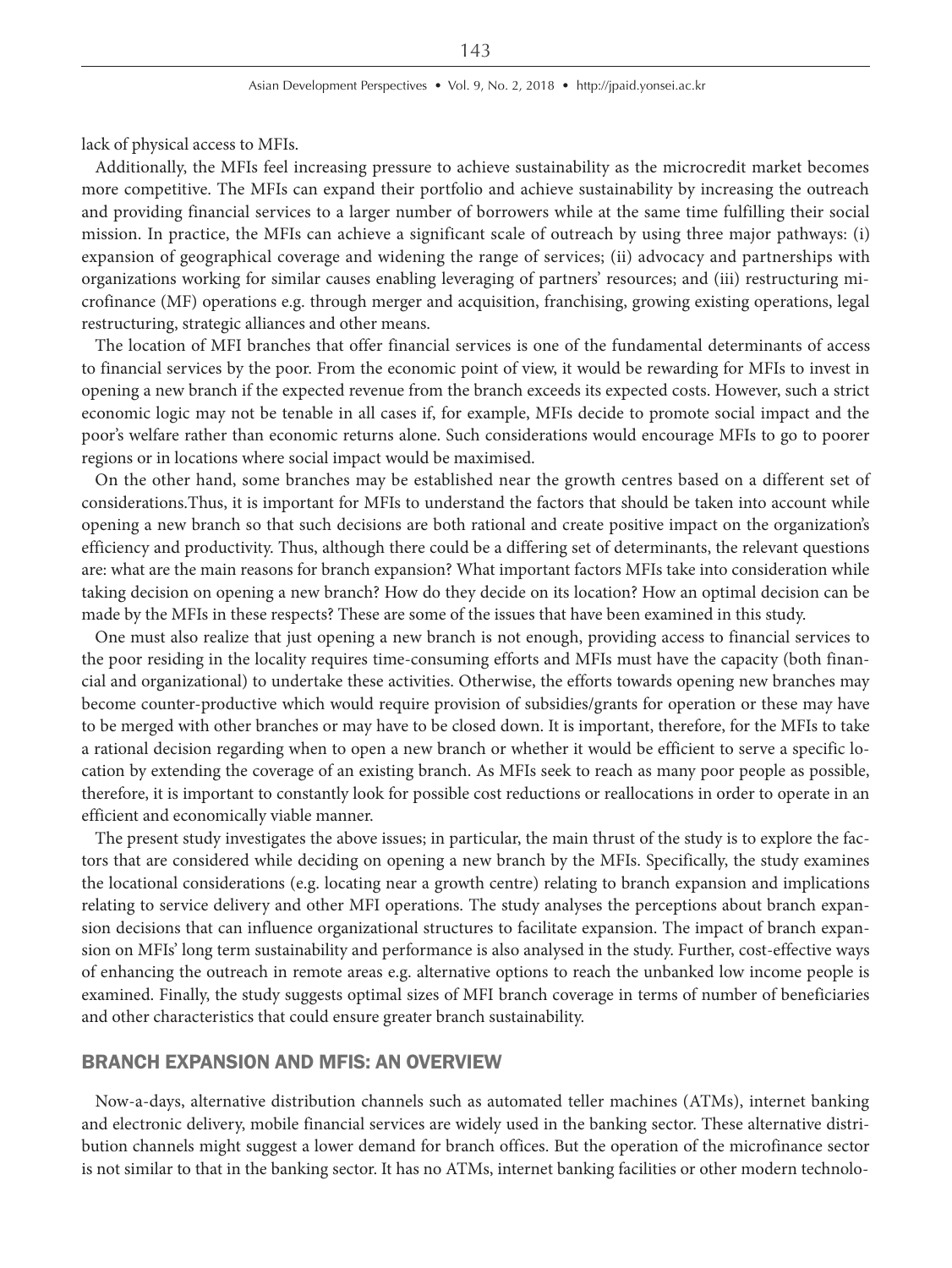lack of physical access to MFIs.

Additionally, the MFIs feel increasing pressure to achieve sustainability as the microcredit market becomes more competitive. The MFIs can expand their portfolio and achieve sustainability by increasing the outreach and providing financial services to a larger number of borrowers while at the same time fulfilling their social mission. In practice, the MFIs can achieve a significant scale of outreach by using three major pathways: (i) expansion of geographical coverage and widening the range of services; (ii) advocacy and partnerships with organizations working for similar causes enabling leveraging of partners' resources; and (iii) restructuring microfinance (MF) operations e.g. through merger and acquisition, franchising, growing existing operations, legal restructuring, strategic alliances and other means.

The location of MFI branches that offer financial services is one of the fundamental determinants of access to financial services by the poor. From the economic point of view, it would be rewarding for MFIs to invest in opening a new branch if the expected revenue from the branch exceeds its expected costs. However, such a strict economic logic may not be tenable in all cases if, for example, MFIs decide to promote social impact and the poor's welfare rather than economic returns alone. Such considerations would encourage MFIs to go to poorer regions or in locations where social impact would be maximised.

On the other hand, some branches may be established near the growth centres based on a different set of considerations.Thus, it is important for MFIs to understand the factors that should be taken into account while opening a new branch so that such decisions are both rational and create positive impact on the organization's efficiency and productivity. Thus, although there could be a differing set of determinants, the relevant questions are: what are the main reasons for branch expansion? What important factors MFIs take into consideration while taking decision on opening a new branch? How do they decide on its location? How an optimal decision can be made by the MFIs in these respects? These are some of the issues that have been examined in this study.

One must also realize that just opening a new branch is not enough, providing access to financial services to the poor residing in the locality requires time-consuming efforts and MFIs must have the capacity (both financial and organizational) to undertake these activities. Otherwise, the efforts towards opening new branches may become counter-productive which would require provision of subsidies/grants for operation or these may have to be merged with other branches or may have to be closed down. It is important, therefore, for the MFIs to take a rational decision regarding when to open a new branch or whether it would be efficient to serve a specific location by extending the coverage of an existing branch. As MFIs seek to reach as many poor people as possible, therefore, it is important to constantly look for possible cost reductions or reallocations in order to operate in an efficient and economically viable manner.

The present study investigates the above issues; in particular, the main thrust of the study is to explore the factors that are considered while deciding on opening a new branch by the MFIs. Specifically, the study examines the locational considerations (e.g. locating near a growth centre) relating to branch expansion and implications relating to service delivery and other MFI operations. The study analyses the perceptions about branch expansion decisions that can influence organizational structures to facilitate expansion. The impact of branch expansion on MFIs' long term sustainability and performance is also analysed in the study. Further, cost-effective ways of enhancing the outreach in remote areas e.g. alternative options to reach the unbanked low income people is examined. Finally, the study suggests optimal sizes of MFI branch coverage in terms of number of beneficiaries and other characteristics that could ensure greater branch sustainability.

## BRANCH EXPANSION AND MFIS: AN OVERVIEW

Now-a-days, alternative distribution channels such as automated teller machines (ATMs), internet banking and electronic delivery, mobile financial services are widely used in the banking sector. These alternative distribution channels might suggest a lower demand for branch offices. But the operation of the microfinance sector is not similar to that in the banking sector. It has no ATMs, internet banking facilities or other modern technolo-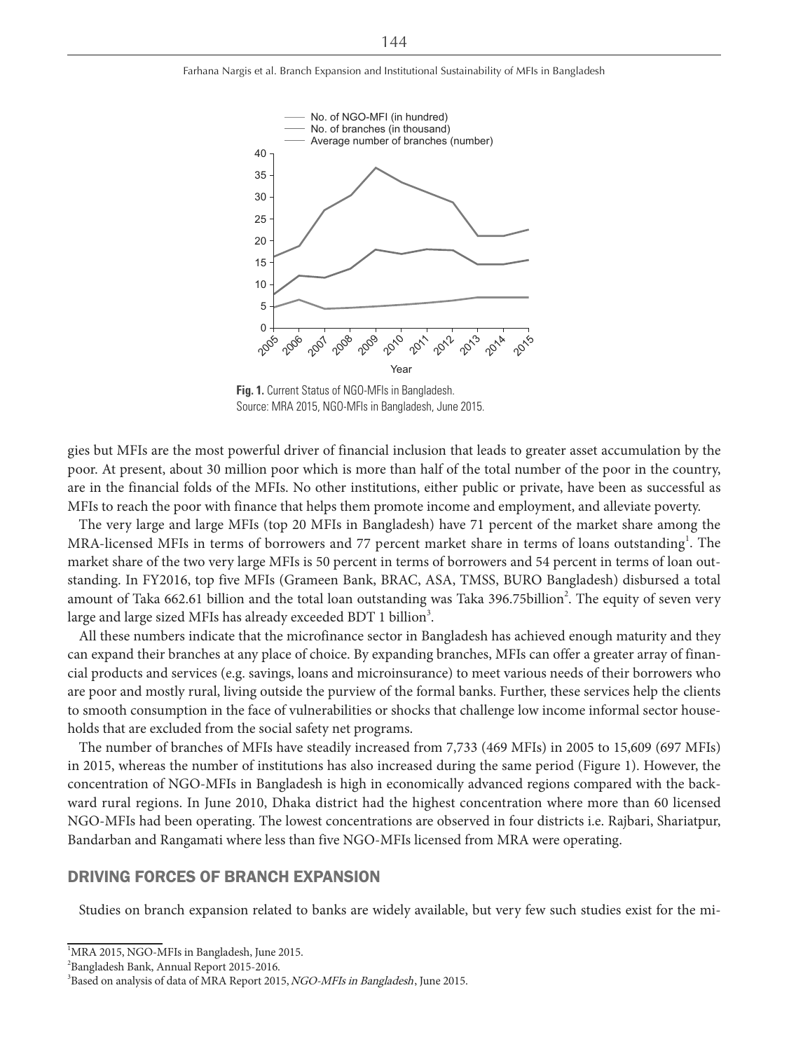Fig. 1. Current Status of NGO-MFIs in Bangladesh.
Source: MRA 2015, NGO-MFIs in Bangladesh, June 2015.

gies but MFIs are the most powerful driver of financial inclusion that leads to greater asset accumulation by the poor. At present, about 30 million poor which is more than half of the total number of the poor in the country, are in the financial folds of the MFIs. No other institutions, either public or private, have been as successful as MFIs to reach the poor with finance that helps them promote income and employment, and alleviate poverty.

The very large and large MFIs (top 20 MFIs in Bangladesh) have 71 percent of the market share among the MRA-licensed MFIs in terms of borrowers and 77 percent market share in terms of loans outstanding[1]. The market share of the two very large MFIs is 50 percent in terms of borrowers and 54 percent in terms of loan outstanding. In FY2016, top five MFIs (Grameen Bank, BRAC, ASA, TMSS, BURO Bangladesh) disbursed a total amount of Taka 662.61 billion and the total loan outstanding was Taka 396.75billion[2]. The equity of seven very large and large sized MFIs has already exceeded BDT 1 billion[3].

All these numbers indicate that the microfinance sector in Bangladesh has achieved enough maturity and they can expand their branches at any place of choice. By expanding branches, MFIs can offer a greater array of financial products and services (e.g. savings, loans and microinsurance) to meet various needs of their borrowers who are poor and mostly rural, living outside the purview of the formal banks. Further, these services help the clients to smooth consumption in the face of vulnerabilities or shocks that challenge low income informal sector households that are excluded from the social safety net programs.

The number of branches of MFIs have steadily increased from 7,733 (469 MFIs) in 2005 to 15,609 (697 MFIs) in 2015, whereas the number of institutions has also increased during the same period (Figure 1). However, the concentration of NGO-MFIs in Bangladesh is high in economically advanced regions compared with the backward rural regions. In June 2010, Dhaka district had the highest concentration where more than 60 licensed NGO-MFIs had been operating. The lowest concentrations are observed in four districts i.e. Rajbari, Shariatpur, Bandarban and Rangamati where less than five NGO-MFIs licensed from MRA were operating.

## DRIVING FORCES OF BRANCH EXPANSION

Studies on branch expansion related to banks are widely available, but very few such studies exist for the mi-

[1] MRA 2015, NGO-MFIs in Bangladesh, June 2015.

[2] Bangladesh Bank, Annual Report 2015-2016.

[3] Based on analysis of data of MRA Report 2015, *NGO-MFIs in Bangladesh*, June 2015.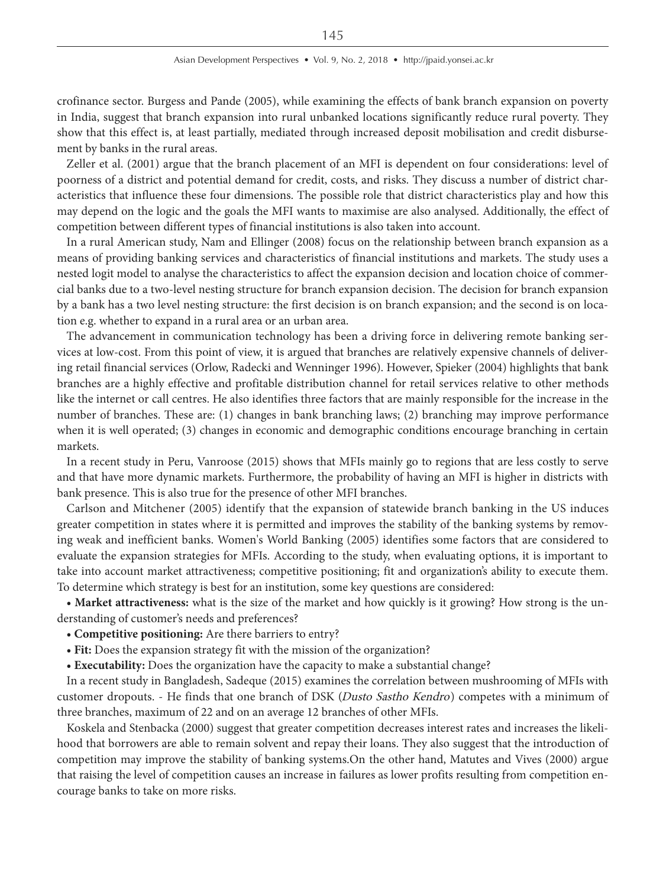crofinance sector. Burgess and Pande (2005), while examining the effects of bank branch expansion on poverty in India, suggest that branch expansion into rural unbanked locations significantly reduce rural poverty. They show that this effect is, at least partially, mediated through increased deposit mobilisation and credit disbursement by banks in the rural areas.

Zeller et al. (2001) argue that the branch placement of an MFI is dependent on four considerations: level of poorness of a district and potential demand for credit, costs, and risks. They discuss a number of district characteristics that influence these four dimensions. The possible role that district characteristics play and how this may depend on the logic and the goals the MFI wants to maximise are also analysed. Additionally, the effect of competition between different types of financial institutions is also taken into account.

In a rural American study, Nam and Ellinger (2008) focus on the relationship between branch expansion as a means of providing banking services and characteristics of financial institutions and markets. The study uses a nested logit model to analyse the characteristics to affect the expansion decision and location choice of commercial banks due to a two-level nesting structure for branch expansion decision. The decision for branch expansion by a bank has a two level nesting structure: the first decision is on branch expansion; and the second is on location e.g. whether to expand in a rural area or an urban area.

The advancement in communication technology has been a driving force in delivering remote banking services at low-cost. From this point of view, it is argued that branches are relatively expensive channels of delivering retail financial services (Orlow, Radecki and Wenninger 1996). However, Spieker (2004) highlights that bank branches are a highly effective and profitable distribution channel for retail services relative to other methods like the internet or call centres. He also identifies three factors that are mainly responsible for the increase in the number of branches. These are: (1) changes in bank branching laws; (2) branching may improve performance when it is well operated; (3) changes in economic and demographic conditions encourage branching in certain markets.

In a recent study in Peru, Vanroose (2015) shows that MFIs mainly go to regions that are less costly to serve and that have more dynamic markets. Furthermore, the probability of having an MFI is higher in districts with bank presence. This is also true for the presence of other MFI branches.

Carlson and Mitchener (2005) identify that the expansion of statewide branch banking in the US induces greater competition in states where it is permitted and improves the stability of the banking systems by removing weak and inefficient banks. Women's World Banking (2005) identifies some factors that are considered to evaluate the expansion strategies for MFIs. According to the study, when evaluating options, it is important to take into account market attractiveness; competitive positioning; fit and organization's ability to execute them. To determine which strategy is best for an institution, some key questions are considered:

- **Market attractiveness:** what is the size of the market and how quickly is it growing? How strong is the understanding of customer's needs and preferences?
- **Competitive positioning:** Are there barriers to entry?
- **Fit:** Does the expansion strategy fit with the mission of the organization?
- **Executability:** Does the organization have the capacity to make a substantial change?

In a recent study in Bangladesh, Sadeque (2015) examines the correlation between mushrooming of MFIs with customer dropouts. - He finds that one branch of DSK (*Dusto Sastho Kendro*) competes with a minimum of three branches, maximum of 22 and on an average 12 branches of other MFIs.

Koskela and Stenbacka (2000) suggest that greater competition decreases interest rates and increases the likelihood that borrowers are able to remain solvent and repay their loans. They also suggest that the introduction of competition may improve the stability of banking systems.On the other hand, Matutes and Vives (2000) argue that raising the level of competition causes an increase in failures as lower profits resulting from competition encourage banks to take on more risks.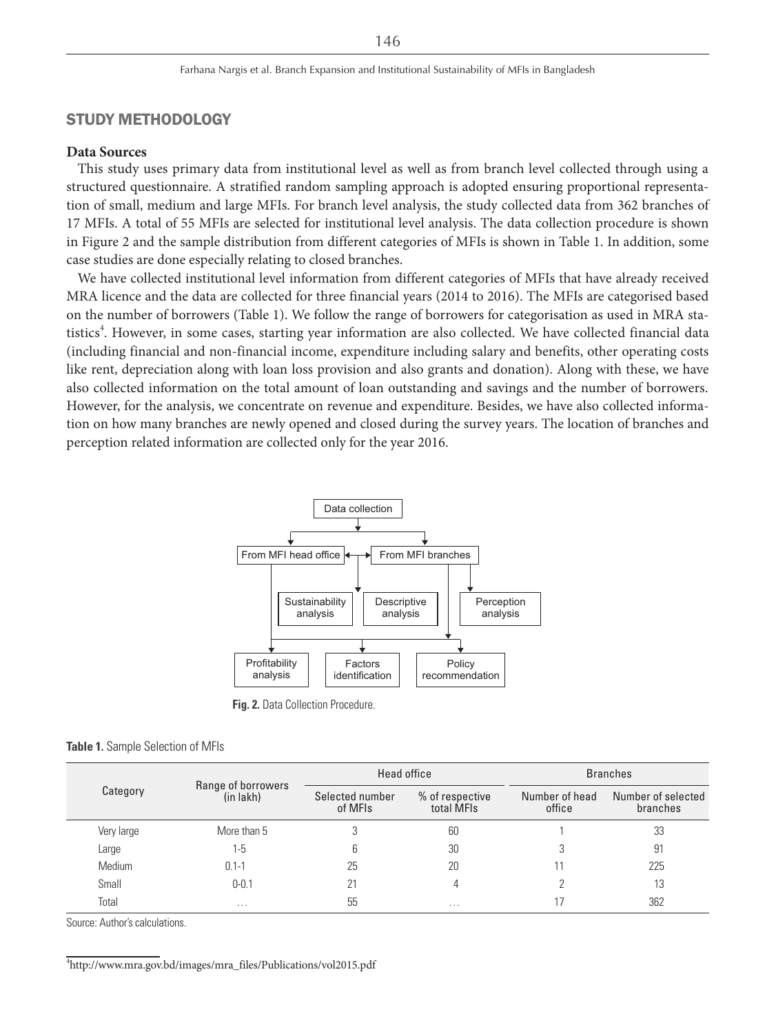## STUDY METHODOLOGY

### Data Sources

This study uses primary data from institutional level as well as from branch level collected through using a structured questionnaire. A stratified random sampling approach is adopted ensuring proportional representation of small, medium and large MFIs. For branch level analysis, the study collected data from 362 branches of 17 MFIs. A total of 55 MFIs are selected for institutional level analysis. The data collection procedure is shown in Figure 2 and the sample distribution from different categories of MFIs is shown in Table 1. In addition, some case studies are done especially relating to closed branches.

We have collected institutional level information from different categories of MFIs that have already received MRA licence and the data are collected for three financial years (2014 to 2016). The MFIs are categorised based on the number of borrowers (Table 1). We follow the range of borrowers for categorisation as used in MRA statistics[4]. However, in some cases, starting year information are also collected. We have collected financial data (including financial and non-financial income, expenditure including salary and benefits, other operating costs like rent, depreciation along with loan loss provision and also grants and donation). Along with these, we have also collected information on the total amount of loan outstanding and savings and the number of borrowers. However, for the analysis, we concentrate on revenue and expenditure. Besides, we have also collected information on how many branches are newly opened and closed during the survey years. The location of branches and perception related information are collected only for the year 2016.

Data collection → From MFI head office ↔ From MFI branches → Sustainability analysis, Descriptive analysis, Perception analysis → Profitability analysis, Factors identification, Policy recommendation

**Fig. 2.** Data Collection Procedure.

**Table 1.** Sample Selection of MFIs

| Category | Range of borrowers (in lakh) | Head office | | Branches | |
|---|---|---|---|---|---|
| | | Selected number of MFIs | % of respective total MFIs | Number of head office | Number of selected branches |
| Very large | More than 5 | 3 | 60 | 1 | 33 |
| Large | 1-5 | 6 | 30 | 3 | 91 |
| Medium | 0.1-1 | 25 | 20 | 11 | 225 |
| Small | 0-0.1 | 21 | 4 | 2 | 13 |
| Total | … | 55 | … | 17 | 362 |

Source: Author's calculations.

[4]http://www.mra.gov.bd/images/mra_files/Publications/vol2015.pdf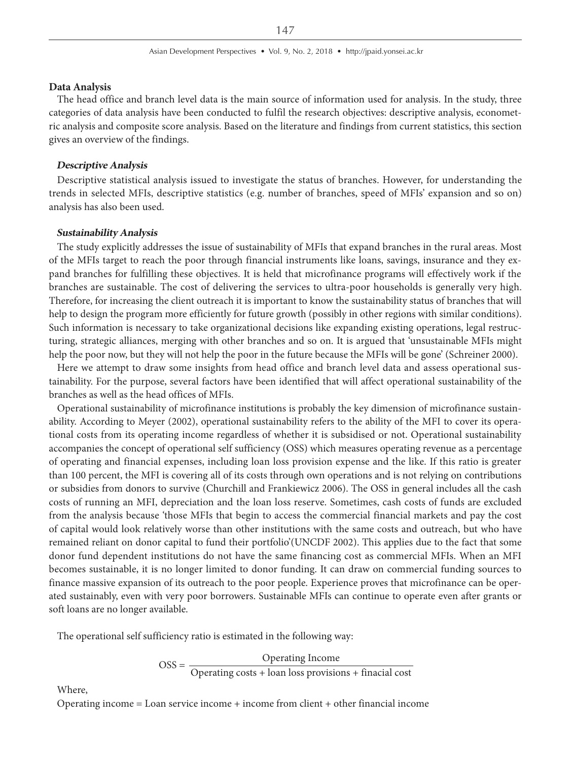### Data Analysis

The head office and branch level data is the main source of information used for analysis. In the study, three categories of data analysis have been conducted to fulfil the research objectives: descriptive analysis, econometric analysis and composite score analysis. Based on the literature and findings from current statistics, this section gives an overview of the findings.

#### *Descriptive Analysis*

Descriptive statistical analysis issued to investigate the status of branches. However, for understanding the trends in selected MFIs, descriptive statistics (e.g. number of branches, speed of MFIs' expansion and so on) analysis has also been used.

#### *Sustainability Analysis*

The study explicitly addresses the issue of sustainability of MFIs that expand branches in the rural areas. Most of the MFIs target to reach the poor through financial instruments like loans, savings, insurance and they expand branches for fulfilling these objectives. It is held that microfinance programs will effectively work if the branches are sustainable. The cost of delivering the services to ultra-poor households is generally very high. Therefore, for increasing the client outreach it is important to know the sustainability status of branches that will help to design the program more efficiently for future growth (possibly in other regions with similar conditions). Such information is necessary to take organizational decisions like expanding existing operations, legal restructuring, strategic alliances, merging with other branches and so on. It is argued that 'unsustainable MFIs might help the poor now, but they will not help the poor in the future because the MFIs will be gone' (Schreiner 2000).

Here we attempt to draw some insights from head office and branch level data and assess operational sustainability. For the purpose, several factors have been identified that will affect operational sustainability of the branches as well as the head offices of MFIs.

Operational sustainability of microfinance institutions is probably the key dimension of microfinance sustainability. According to Meyer (2002), operational sustainability refers to the ability of the MFI to cover its operational costs from its operating income regardless of whether it is subsidised or not. Operational sustainability accompanies the concept of operational self sufficiency (OSS) which measures operating revenue as a percentage of operating and financial expenses, including loan loss provision expense and the like. If this ratio is greater than 100 percent, the MFI is covering all of its costs through own operations and is not relying on contributions or subsidies from donors to survive (Churchill and Frankiewicz 2006). The OSS in general includes all the cash costs of running an MFI, depreciation and the loan loss reserve. Sometimes, cash costs of funds are excluded from the analysis because 'those MFIs that begin to access the commercial financial markets and pay the cost of capital would look relatively worse than other institutions with the same costs and outreach, but who have remained reliant on donor capital to fund their portfolio'(UNCDF 2002). This applies due to the fact that some donor fund dependent institutions do not have the same financing cost as commercial MFIs. When an MFI becomes sustainable, it is no longer limited to donor funding. It can draw on commercial funding sources to finance massive expansion of its outreach to the poor people. Experience proves that microfinance can be operated sustainably, even with very poor borrowers. Sustainable MFIs can continue to operate even after grants or soft loans are no longer available.

The operational self sufficiency ratio is estimated in the following way:

$$\text{OSS} = \frac{\text{Operating Income}}{\text{Operating costs + loan loss provisions + finacial cost}}$$

Where,

Operating income = Loan service income + income from client + other financial income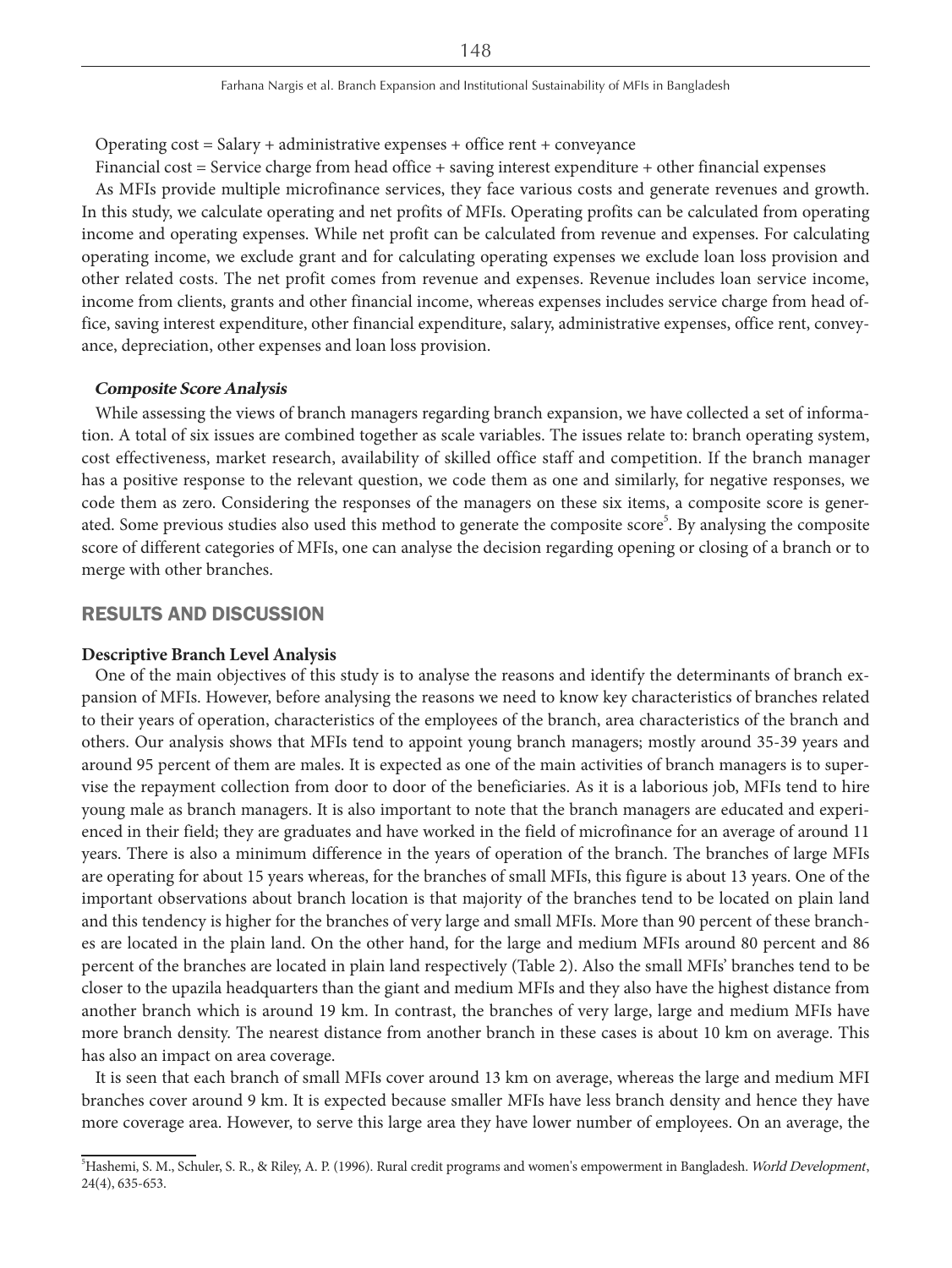Operating cost = Salary + administrative expenses + office rent + conveyance

Financial cost = Service charge from head office + saving interest expenditure + other financial expenses

As MFIs provide multiple microfinance services, they face various costs and generate revenues and growth. In this study, we calculate operating and net profits of MFIs. Operating profits can be calculated from operating income and operating expenses. While net profit can be calculated from revenue and expenses. For calculating operating income, we exclude grant and for calculating operating expenses we exclude loan loss provision and other related costs. The net profit comes from revenue and expenses. Revenue includes loan service income, income from clients, grants and other financial income, whereas expenses includes service charge from head office, saving interest expenditure, other financial expenditure, salary, administrative expenses, office rent, conveyance, depreciation, other expenses and loan loss provision.

#### *Composite Score Analysis*

While assessing the views of branch managers regarding branch expansion, we have collected a set of information. A total of six issues are combined together as scale variables. The issues relate to: branch operating system, cost effectiveness, market research, availability of skilled office staff and competition. If the branch manager has a positive response to the relevant question, we code them as one and similarly, for negative responses, we code them as zero. Considering the responses of the managers on these six items, a composite score is generated. Some previous studies also used this method to generate the composite score[5]. By analysing the composite score of different categories of MFIs, one can analyse the decision regarding opening or closing of a branch or to merge with other branches.

## RESULTS AND DISCUSSION

### Descriptive Branch Level Analysis

One of the main objectives of this study is to analyse the reasons and identify the determinants of branch expansion of MFIs. However, before analysing the reasons we need to know key characteristics of branches related to their years of operation, characteristics of the employees of the branch, area characteristics of the branch and others. Our analysis shows that MFIs tend to appoint young branch managers; mostly around 35-39 years and around 95 percent of them are males. It is expected as one of the main activities of branch managers is to supervise the repayment collection from door to door of the beneficiaries. As it is a laborious job, MFIs tend to hire young male as branch managers. It is also important to note that the branch managers are educated and experienced in their field; they are graduates and have worked in the field of microfinance for an average of around 11 years. There is also a minimum difference in the years of operation of the branch. The branches of large MFIs are operating for about 15 years whereas, for the branches of small MFIs, this figure is about 13 years. One of the important observations about branch location is that majority of the branches tend to be located on plain land and this tendency is higher for the branches of very large and small MFIs. More than 90 percent of these branches are located in the plain land. On the other hand, for the large and medium MFIs around 80 percent and 86 percent of the branches are located in plain land respectively (Table 2). Also the small MFIs' branches tend to be closer to the upazila headquarters than the giant and medium MFIs and they also have the highest distance from another branch which is around 19 km. In contrast, the branches of very large, large and medium MFIs have more branch density. The nearest distance from another branch in these cases is about 10 km on average. This has also an impact on area coverage.

It is seen that each branch of small MFIs cover around 13 km on average, whereas the large and medium MFI branches cover around 9 km. It is expected because smaller MFIs have less branch density and hence they have more coverage area. However, to serve this large area they have lower number of employees. On an average, the

[5] Hashemi, S. M., Schuler, S. R., & Riley, A. P. (1996). Rural credit programs and women's empowerment in Bangladesh. *World Development*, 24(4), 635-653.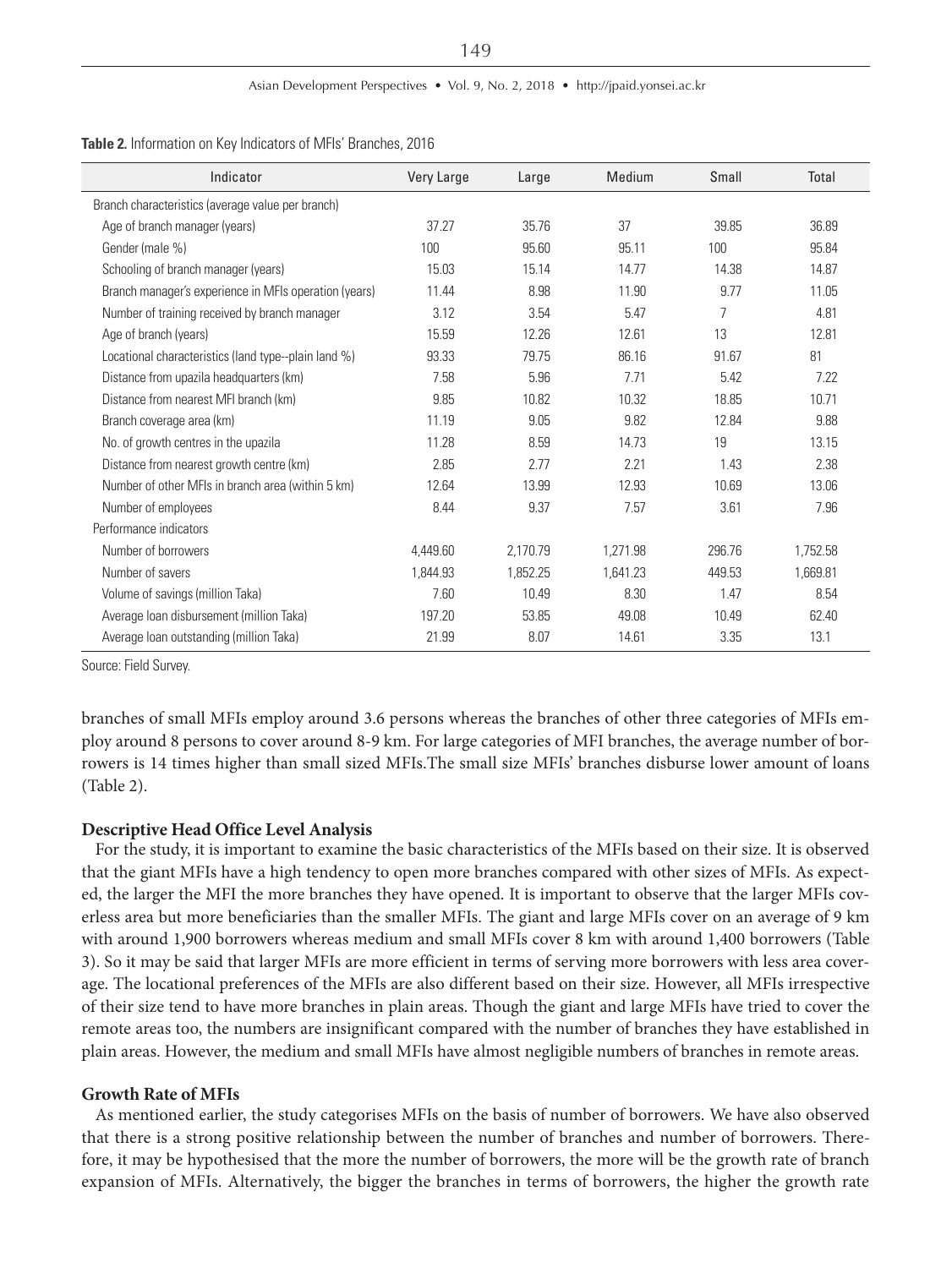**Table 2.** Information on Key Indicators of MFIs' Branches, 2016

| Indicator | Very Large | Large | Medium | Small | Total |
|---|---|---|---|---|---|
| Branch characteristics (average value per branch) | | | | | |
| Age of branch manager (years) | 37.27 | 35.76 | 37 | 39.85 | 36.89 |
| Gender (male %) | 100 | 95.60 | 95.11 | 100 | 95.84 |
| Schooling of branch manager (years) | 15.03 | 15.14 | 14.77 | 14.38 | 14.87 |
| Branch manager's experience in MFIs operation (years) | 11.44 | 8.98 | 11.90 | 9.77 | 11.05 |
| Number of training received by branch manager | 3.12 | 3.54 | 5.47 | 7 | 4.81 |
| Age of branch (years) | 15.59 | 12.26 | 12.61 | 13 | 12.81 |
| Locational characteristics (land type--plain land %) | 93.33 | 79.75 | 86.16 | 91.67 | 81 |
| Distance from upazila headquarters (km) | 7.58 | 5.96 | 7.71 | 5.42 | 7.22 |
| Distance from nearest MFI branch (km) | 9.85 | 10.82 | 10.32 | 18.85 | 10.71 |
| Branch coverage area (km) | 11.19 | 9.05 | 9.82 | 12.84 | 9.88 |
| No. of growth centres in the upazila | 11.28 | 8.59 | 14.73 | 19 | 13.15 |
| Distance from nearest growth centre (km) | 2.85 | 2.77 | 2.21 | 1.43 | 2.38 |
| Number of other MFIs in branch area (within 5 km) | 12.64 | 13.99 | 12.93 | 10.69 | 13.06 |
| Number of employees | 8.44 | 9.37 | 7.57 | 3.61 | 7.96 |
| Performance indicators | | | | | |
| Number of borrowers | 4,449.60 | 2,170.79 | 1,271.98 | 296.76 | 1,752.58 |
| Number of savers | 1,844.93 | 1,852.25 | 1,641.23 | 449.53 | 1,669.81 |
| Volume of savings (million Taka) | 7.60 | 10.49 | 8.30 | 1.47 | 8.54 |
| Average loan disbursement (million Taka) | 197.20 | 53.85 | 49.08 | 10.49 | 62.40 |
| Average loan outstanding (million Taka) | 21.99 | 8.07 | 14.61 | 3.35 | 13.1 |

Source: Field Survey.

branches of small MFIs employ around 3.6 persons whereas the branches of other three categories of MFIs employ around 8 persons to cover around 8-9 km. For large categories of MFI branches, the average number of borrowers is 14 times higher than small sized MFIs.The small size MFIs' branches disburse lower amount of loans (Table 2).

**Descriptive Head Office Level Analysis**

For the study, it is important to examine the basic characteristics of the MFIs based on their size. It is observed that the giant MFIs have a high tendency to open more branches compared with other sizes of MFIs. As expected, the larger the MFI the more branches they have opened. It is important to observe that the larger MFIs coverless area but more beneficiaries than the smaller MFIs. The giant and large MFIs cover on an average of 9 km with around 1,900 borrowers whereas medium and small MFIs cover 8 km with around 1,400 borrowers (Table 3). So it may be said that larger MFIs are more efficient in terms of serving more borrowers with less area coverage. The locational preferences of the MFIs are also different based on their size. However, all MFIs irrespective of their size tend to have more branches in plain areas. Though the giant and large MFIs have tried to cover the remote areas too, the numbers are insignificant compared with the number of branches they have established in plain areas. However, the medium and small MFIs have almost negligible numbers of branches in remote areas.

**Growth Rate of MFIs**

As mentioned earlier, the study categorises MFIs on the basis of number of borrowers. We have also observed that there is a strong positive relationship between the number of branches and number of borrowers. Therefore, it may be hypothesised that the more the number of borrowers, the more will be the growth rate of branch expansion of MFIs. Alternatively, the bigger the branches in terms of borrowers, the higher the growth rate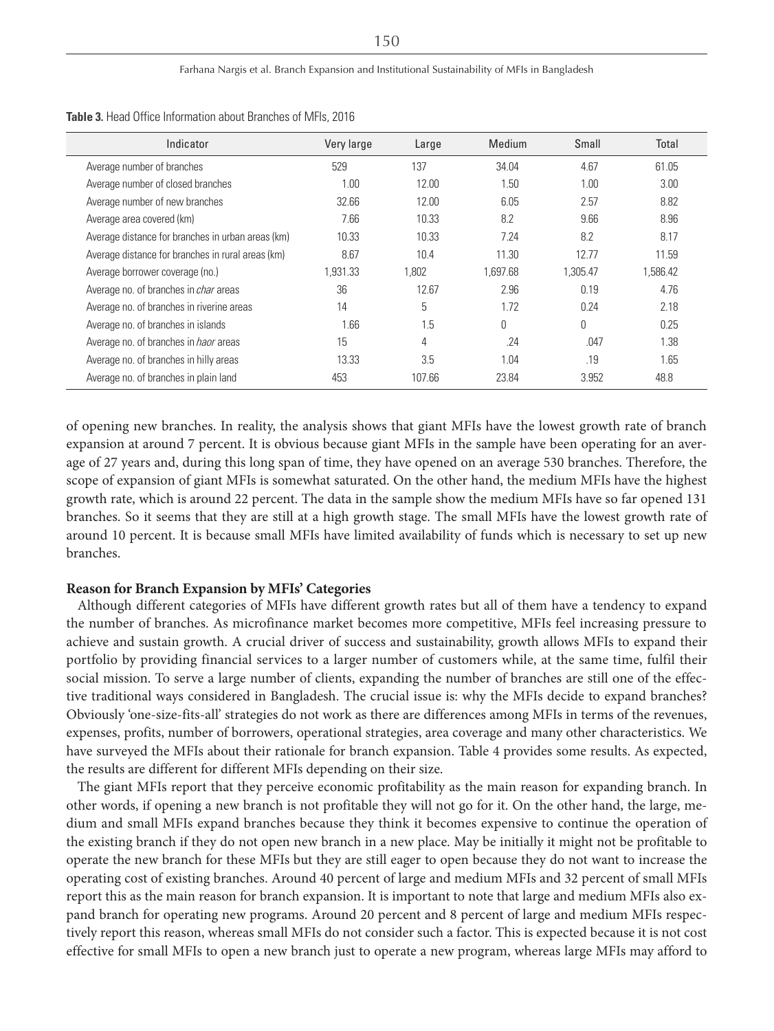**Table 3.** Head Office Information about Branches of MFIs, 2016

| Indicator | Very large | Large | Medium | Small | Total |
|---|---|---|---|---|---|
| Average number of branches | 529 | 137 | 34.04 | 4.67 | 61.05 |
| Average number of closed branches | 1.00 | 12.00 | 1.50 | 1.00 | 3.00 |
| Average number of new branches | 32.66 | 12.00 | 6.05 | 2.57 | 8.82 |
| Average area covered (km) | 7.66 | 10.33 | 8.2 | 9.66 | 8.96 |
| Average distance for branches in urban areas (km) | 10.33 | 10.33 | 7.24 | 8.2 | 8.17 |
| Average distance for branches in rural areas (km) | 8.67 | 10.4 | 11.30 | 12.77 | 11.59 |
| Average borrower coverage (no.) | 1,931.33 | 1,802 | 1,697.68 | 1,305.47 | 1,586.42 |
| Average no. of branches in *char* areas | 36 | 12.67 | 2.96 | 0.19 | 4.76 |
| Average no. of branches in riverine areas | 14 | 5 | 1.72 | 0.24 | 2.18 |
| Average no. of branches in islands | 1.66 | 1.5 | 0 | 0 | 0.25 |
| Average no. of branches in *haor* areas | 15 | 4 | .24 | .047 | 1.38 |
| Average no. of branches in hilly areas | 13.33 | 3.5 | 1.04 | .19 | 1.65 |
| Average no. of branches in plain land | 453 | 107.66 | 23.84 | 3.952 | 48.8 |

of opening new branches. In reality, the analysis shows that giant MFIs have the lowest growth rate of branch expansion at around 7 percent. It is obvious because giant MFIs in the sample have been operating for an average of 27 years and, during this long span of time, they have opened on an average 530 branches. Therefore, the scope of expansion of giant MFIs is somewhat saturated. On the other hand, the medium MFIs have the highest growth rate, which is around 22 percent. The data in the sample show the medium MFIs have so far opened 131 branches. So it seems that they are still at a high growth stage. The small MFIs have the lowest growth rate of around 10 percent. It is because small MFIs have limited availability of funds which is necessary to set up new branches.

**Reason for Branch Expansion by MFIs' Categories**

Although different categories of MFIs have different growth rates but all of them have a tendency to expand the number of branches. As microfinance market becomes more competitive, MFIs feel increasing pressure to achieve and sustain growth. A crucial driver of success and sustainability, growth allows MFIs to expand their portfolio by providing financial services to a larger number of customers while, at the same time, fulfil their social mission. To serve a large number of clients, expanding the number of branches are still one of the effective traditional ways considered in Bangladesh. The crucial issue is: why the MFIs decide to expand branches? Obviously 'one-size-fits-all' strategies do not work as there are differences among MFIs in terms of the revenues, expenses, profits, number of borrowers, operational strategies, area coverage and many other characteristics. We have surveyed the MFIs about their rationale for branch expansion. Table 4 provides some results. As expected, the results are different for different MFIs depending on their size.

The giant MFIs report that they perceive economic profitability as the main reason for expanding branch. In other words, if opening a new branch is not profitable they will not go for it. On the other hand, the large, medium and small MFIs expand branches because they think it becomes expensive to continue the operation of the existing branch if they do not open new branch in a new place. May be initially it might not be profitable to operate the new branch for these MFIs but they are still eager to open because they do not want to increase the operating cost of existing branches. Around 40 percent of large and medium MFIs and 32 percent of small MFIs report this as the main reason for branch expansion. It is important to note that large and medium MFIs also expand branch for operating new programs. Around 20 percent and 8 percent of large and medium MFIs respectively report this reason, whereas small MFIs do not consider such a factor. This is expected because it is not cost effective for small MFIs to open a new branch just to operate a new program, whereas large MFIs may afford to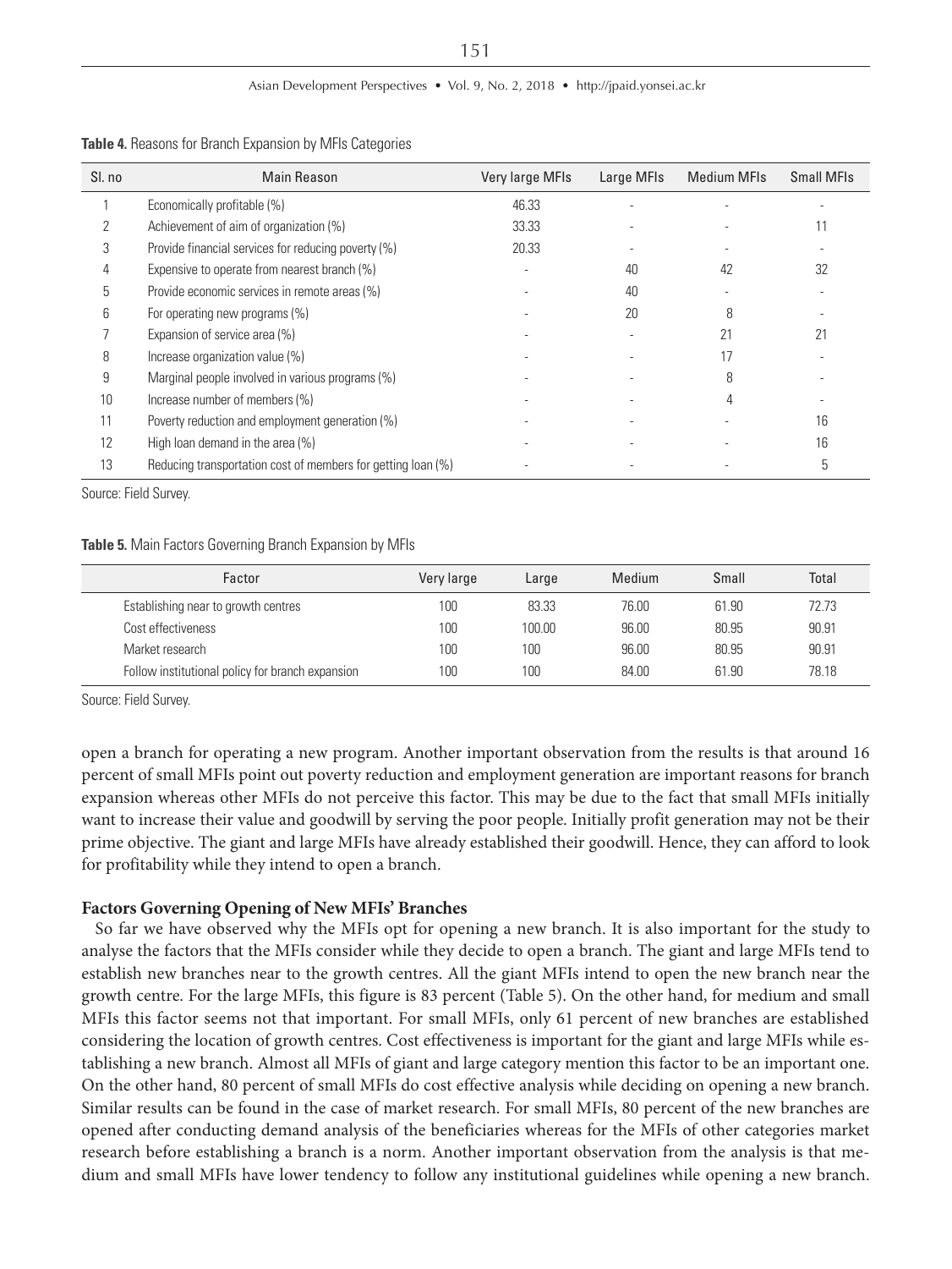**Table 4.** Reasons for Branch Expansion by MFIs Categories

| Sl. no | Main Reason | Very large MFIs | Large MFIs | Medium MFIs | Small MFIs |
|---|---|---|---|---|---|
| 1 | Economically profitable (%) | 46.33 | - | - | - |
| 2 | Achievement of aim of organization (%) | 33.33 | - | - | 11 |
| 3 | Provide financial services for reducing poverty (%) | 20.33 | - | - | - |
| 4 | Expensive to operate from nearest branch (%) | - | 40 | 42 | 32 |
| 5 | Provide economic services in remote areas (%) | - | 40 | - | - |
| 6 | For operating new programs (%) | - | 20 | 8 | - |
| 7 | Expansion of service area (%) | - | - | 21 | 21 |
| 8 | Increase organization value (%) | - | - | 17 | - |
| 9 | Marginal people involved in various programs (%) | - | - | 8 | - |
| 10 | Increase number of members (%) | - | - | 4 | - |
| 11 | Poverty reduction and employment generation (%) | - | - | - | 16 |
| 12 | High loan demand in the area (%) | - | - | - | 16 |
| 13 | Reducing transportation cost of members for getting loan (%) | - | - | - | 5 |

Source: Field Survey.

**Table 5.** Main Factors Governing Branch Expansion by MFIs

| Factor | Very large | Large | Medium | Small | Total |
|---|---|---|---|---|---|
| Establishing near to growth centres | 100 | 83.33 | 76.00 | 61.90 | 72.73 |
| Cost effectiveness | 100 | 100.00 | 96.00 | 80.95 | 90.91 |
| Market research | 100 | 100 | 96.00 | 80.95 | 90.91 |
| Follow institutional policy for branch expansion | 100 | 100 | 84.00 | 61.90 | 78.18 |

Source: Field Survey.

open a branch for operating a new program. Another important observation from the results is that around 16 percent of small MFIs point out poverty reduction and employment generation are important reasons for branch expansion whereas other MFIs do not perceive this factor. This may be due to the fact that small MFIs initially want to increase their value and goodwill by serving the poor people. Initially profit generation may not be their prime objective. The giant and large MFIs have already established their goodwill. Hence, they can afford to look for profitability while they intend to open a branch.

**Factors Governing Opening of New MFIs' Branches**

So far we have observed why the MFIs opt for opening a new branch. It is also important for the study to analyse the factors that the MFIs consider while they decide to open a branch. The giant and large MFIs tend to establish new branches near to the growth centres. All the giant MFIs intend to open the new branch near the growth centre. For the large MFIs, this figure is 83 percent (Table 5). On the other hand, for medium and small MFIs this factor seems not that important. For small MFIs, only 61 percent of new branches are established considering the location of growth centres. Cost effectiveness is important for the giant and large MFIs while establishing a new branch. Almost all MFIs of giant and large category mention this factor to be an important one. On the other hand, 80 percent of small MFIs do cost effective analysis while deciding on opening a new branch. Similar results can be found in the case of market research. For small MFIs, 80 percent of the new branches are opened after conducting demand analysis of the beneficiaries whereas for the MFIs of other categories market research before establishing a branch is a norm. Another important observation from the analysis is that medium and small MFIs have lower tendency to follow any institutional guidelines while opening a new branch.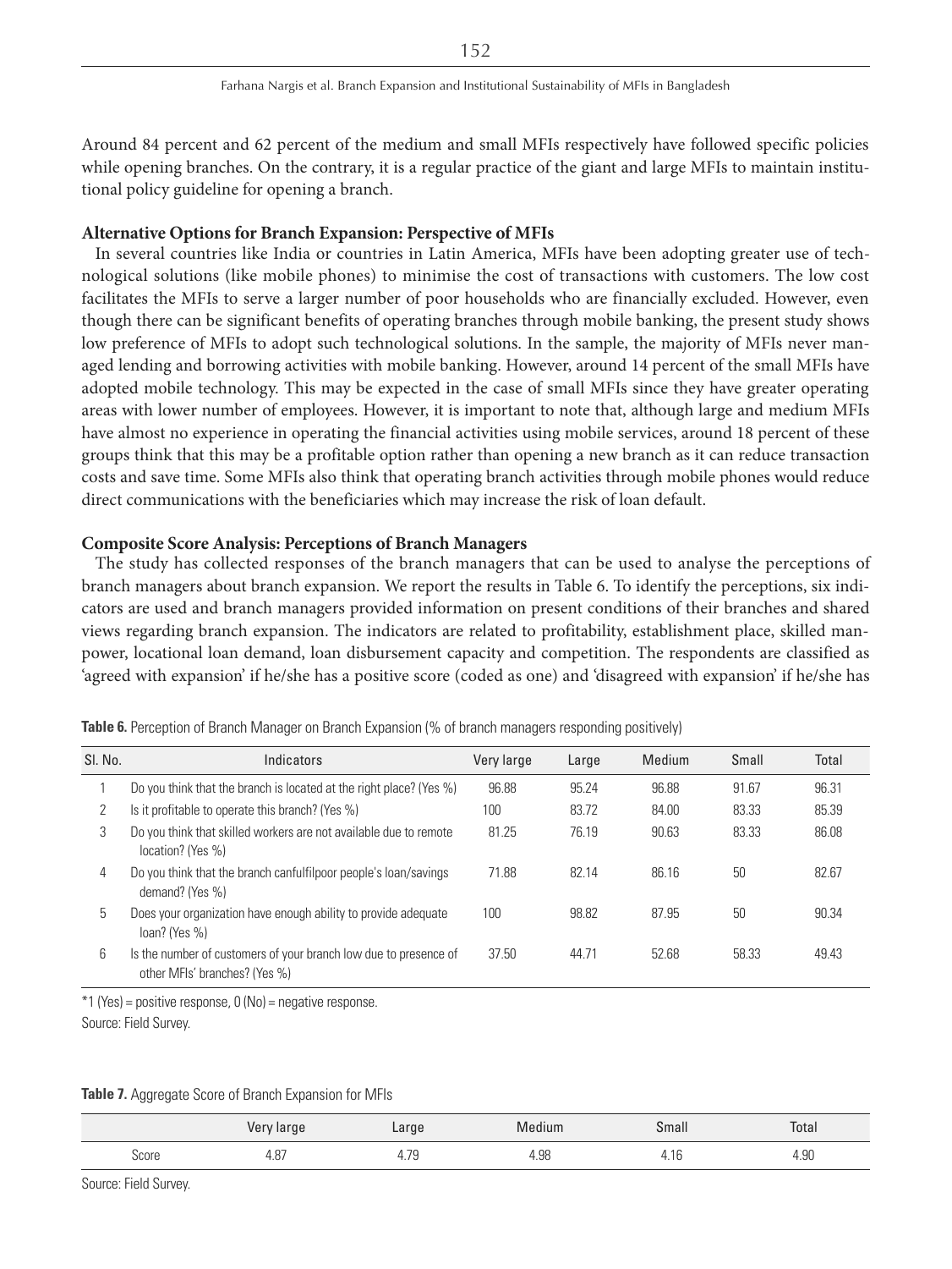Around 84 percent and 62 percent of the medium and small MFIs respectively have followed specific policies while opening branches. On the contrary, it is a regular practice of the giant and large MFIs to maintain institutional policy guideline for opening a branch.

**Alternative Options for Branch Expansion: Perspective of MFIs**

In several countries like India or countries in Latin America, MFIs have been adopting greater use of technological solutions (like mobile phones) to minimise the cost of transactions with customers. The low cost facilitates the MFIs to serve a larger number of poor households who are financially excluded. However, even though there can be significant benefits of operating branches through mobile banking, the present study shows low preference of MFIs to adopt such technological solutions. In the sample, the majority of MFIs never managed lending and borrowing activities with mobile banking. However, around 14 percent of the small MFIs have adopted mobile technology. This may be expected in the case of small MFIs since they have greater operating areas with lower number of employees. However, it is important to note that, although large and medium MFIs have almost no experience in operating the financial activities using mobile services, around 18 percent of these groups think that this may be a profitable option rather than opening a new branch as it can reduce transaction costs and save time. Some MFIs also think that operating branch activities through mobile phones would reduce direct communications with the beneficiaries which may increase the risk of loan default.

**Composite Score Analysis: Perceptions of Branch Managers**

The study has collected responses of the branch managers that can be used to analyse the perceptions of branch managers about branch expansion. We report the results in Table 6. To identify the perceptions, six indicators are used and branch managers provided information on present conditions of their branches and shared views regarding branch expansion. The indicators are related to profitability, establishment place, skilled manpower, locational loan demand, loan disbursement capacity and competition. The respondents are classified as 'agreed with expansion' if he/she has a positive score (coded as one) and 'disagreed with expansion' if he/she has

**Table 6.** Perception of Branch Manager on Branch Expansion (% of branch managers responding positively)

| Sl. No. | Indicators | Very large | Large | Medium | Small | Total |
|---|---|---|---|---|---|---|
| 1 | Do you think that the branch is located at the right place? (Yes %) | 96.88 | 95.24 | 96.88 | 91.67 | 96.31 |
| 2 | Is it profitable to operate this branch? (Yes %) | 100 | 83.72 | 84.00 | 83.33 | 85.39 |
| 3 | Do you think that skilled workers are not available due to remote location? (Yes %) | 81.25 | 76.19 | 90.63 | 83.33 | 86.08 |
| 4 | Do you think that the branch canfulfilpoor people's loan/savings demand? (Yes %) | 71.88 | 82.14 | 86.16 | 50 | 82.67 |
| 5 | Does your organization have enough ability to provide adequate loan? (Yes %) | 100 | 98.82 | 87.95 | 50 | 90.34 |
| 6 | Is the number of customers of your branch low due to presence of other MFIs' branches? (Yes %) | 37.50 | 44.71 | 52.68 | 58.33 | 49.43 |

*1 (Yes) = positive response, 0 (No) = negative response.

Source: Field Survey.

**Table 7.** Aggregate Score of Branch Expansion for MFIs

| | Very large | Large | Medium | Small | Total |
|---|---|---|---|---|---|
| Score | 4.87 | 4.79 | 4.98 | 4.16 | 4.90 |

Source: Field Survey.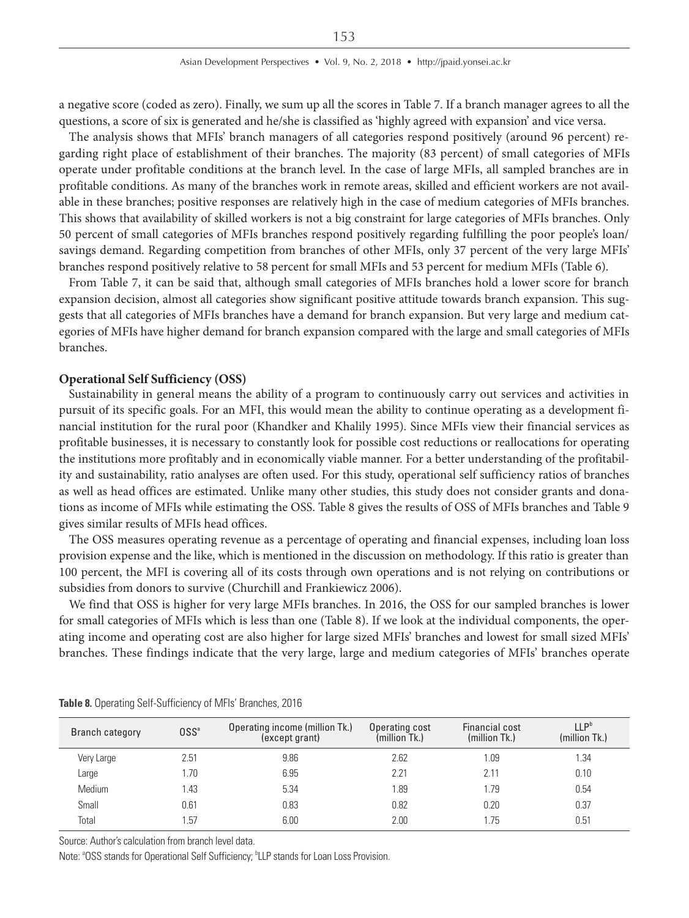a negative score (coded as zero). Finally, we sum up all the scores in Table 7. If a branch manager agrees to all the questions, a score of six is generated and he/she is classified as 'highly agreed with expansion' and vice versa.

The analysis shows that MFIs' branch managers of all categories respond positively (around 96 percent) regarding right place of establishment of their branches. The majority (83 percent) of small categories of MFIs operate under profitable conditions at the branch level. In the case of large MFIs, all sampled branches are in profitable conditions. As many of the branches work in remote areas, skilled and efficient workers are not available in these branches; positive responses are relatively high in the case of medium categories of MFIs branches. This shows that availability of skilled workers is not a big constraint for large categories of MFIs branches. Only 50 percent of small categories of MFIs branches respond positively regarding fulfilling the poor people's loan/savings demand. Regarding competition from branches of other MFIs, only 37 percent of the very large MFIs' branches respond positively relative to 58 percent for small MFIs and 53 percent for medium MFIs (Table 6).

From Table 7, it can be said that, although small categories of MFIs branches hold a lower score for branch expansion decision, almost all categories show significant positive attitude towards branch expansion. This suggests that all categories of MFIs branches have a demand for branch expansion. But very large and medium categories of MFIs have higher demand for branch expansion compared with the large and small categories of MFIs branches.

**Operational Self Sufficiency (OSS)**

Sustainability in general means the ability of a program to continuously carry out services and activities in pursuit of its specific goals. For an MFI, this would mean the ability to continue operating as a development financial institution for the rural poor (Khandker and Khalily 1995). Since MFIs view their financial services as profitable businesses, it is necessary to constantly look for possible cost reductions or reallocations for operating the institutions more profitably and in economically viable manner. For a better understanding of the profitability and sustainability, ratio analyses are often used. For this study, operational self sufficiency ratios of branches as well as head offices are estimated. Unlike many other studies, this study does not consider grants and donations as income of MFIs while estimating the OSS. Table 8 gives the results of OSS of MFIs branches and Table 9 gives similar results of MFIs head offices.

The OSS measures operating revenue as a percentage of operating and financial expenses, including loan loss provision expense and the like, which is mentioned in the discussion on methodology. If this ratio is greater than 100 percent, the MFI is covering all of its costs through own operations and is not relying on contributions or subsidies from donors to survive (Churchill and Frankiewicz 2006).

We find that OSS is higher for very large MFIs branches. In 2016, the OSS for our sampled branches is lower for small categories of MFIs which is less than one (Table 8). If we look at the individual components, the operating income and operating cost are also higher for large sized MFIs' branches and lowest for small sized MFIs' branches. These findings indicate that the very large, large and medium categories of MFIs' branches operate

**Table 8.** Operating Self-Sufficiency of MFIs' Branches, 2016

| Branch category | OSS[a] | Operating income (million Tk.) (except grant) | Operating cost (million Tk.) | Financial cost (million Tk.) | LLP[b] (million Tk.) |
|---|---|---|---|---|---|
| Very Large | 2.51 | 9.86 | 2.62 | 1.09 | 1.34 |
| Large | 1.70 | 6.95 | 2.21 | 2.11 | 0.10 |
| Medium | 1.43 | 5.34 | 1.89 | 1.79 | 0.54 |
| Small | 0.61 | 0.83 | 0.82 | 0.20 | 0.37 |
| Total | 1.57 | 6.00 | 2.00 | 1.75 | 0.51 |

Source: Author's calculation from branch level data.

Note: [a]OSS stands for Operational Self Sufficiency; [b]LLP stands for Loan Loss Provision.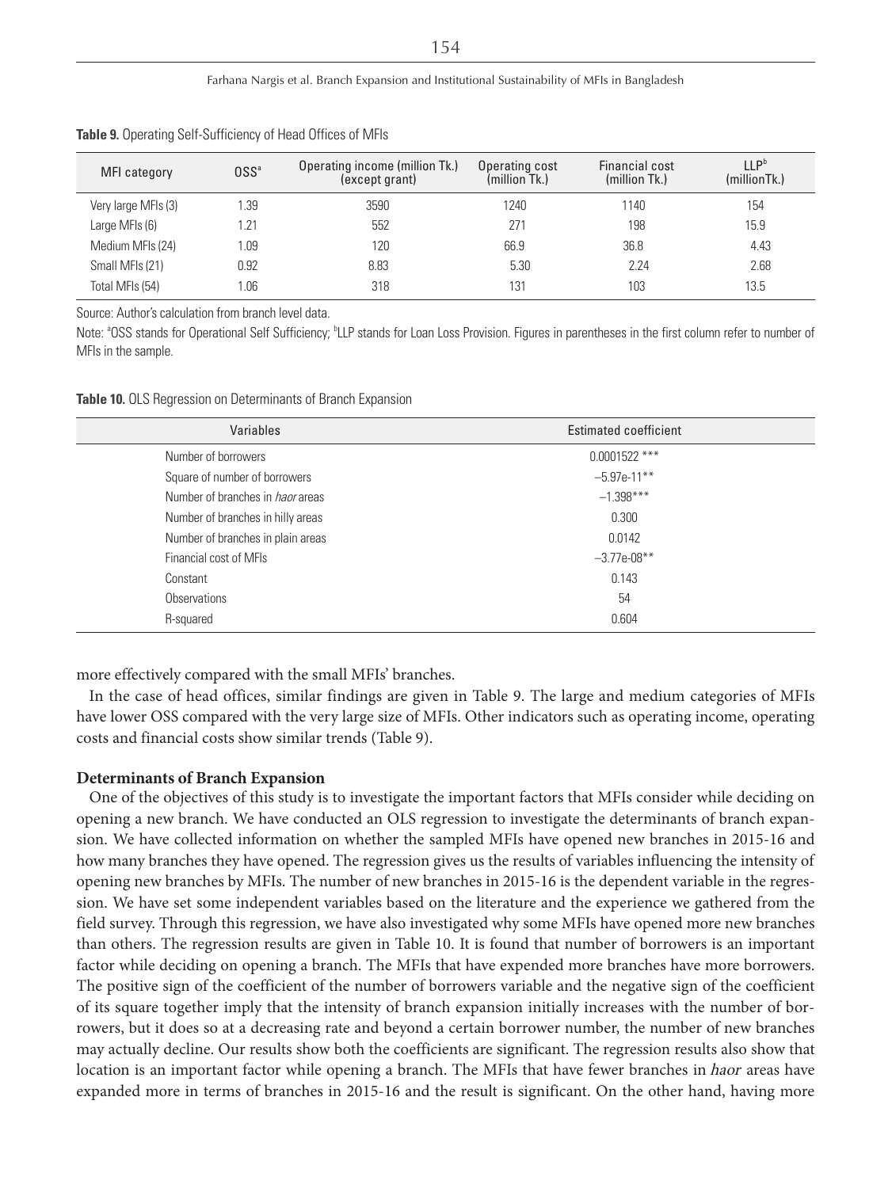**Table 9.** Operating Self-Sufficiency of Head Offices of MFIs

| MFI category | OSS[a] | Operating income (million Tk.) (except grant) | Operating cost (million Tk.) | Financial cost (million Tk.) | LLP[b] (millionTk.) |
|---|---|---|---|---|---|
| Very large MFIs (3) | 1.39 | 3590 | 1240 | 1140 | 154 |
| Large MFIs (6) | 1.21 | 552 | 271 | 198 | 15.9 |
| Medium MFIs (24) | 1.09 | 120 | 66.9 | 36.8 | 4.43 |
| Small MFIs (21) | 0.92 | 8.83 | 5.30 | 2.24 | 2.68 |
| Total MFIs (54) | 1.06 | 318 | 131 | 103 | 13.5 |

Source: Author's calculation from branch level data.

Note: [a]OSS stands for Operational Self Sufficiency; [b]LLP stands for Loan Loss Provision. Figures in parentheses in the first column refer to number of MFIs in the sample.

**Table 10.** OLS Regression on Determinants of Branch Expansion

| Variables | Estimated coefficient |
|---|---|
| Number of borrowers | 0.0001522 *** |
| Square of number of borrowers | −5.97e-11** |
| Number of branches in *haor* areas | −1.398*** |
| Number of branches in hilly areas | 0.300 |
| Number of branches in plain areas | 0.0142 |
| Financial cost of MFIs | −3.77e-08** |
| Constant | 0.143 |
| Observations | 54 |
| R-squared | 0.604 |

more effectively compared with the small MFIs' branches.

In the case of head offices, similar findings are given in Table 9. The large and medium categories of MFIs have lower OSS compared with the very large size of MFIs. Other indicators such as operating income, operating costs and financial costs show similar trends (Table 9).

**Determinants of Branch Expansion**

One of the objectives of this study is to investigate the important factors that MFIs consider while deciding on opening a new branch. We have conducted an OLS regression to investigate the determinants of branch expansion. We have collected information on whether the sampled MFIs have opened new branches in 2015-16 and how many branches they have opened. The regression gives us the results of variables influencing the intensity of opening new branches by MFIs. The number of new branches in 2015-16 is the dependent variable in the regression. We have set some independent variables based on the literature and the experience we gathered from the field survey. Through this regression, we have also investigated why some MFIs have opened more new branches than others. The regression results are given in Table 10. It is found that number of borrowers is an important factor while deciding on opening a branch. The MFIs that have expended more branches have more borrowers. The positive sign of the coefficient of the number of borrowers variable and the negative sign of the coefficient of its square together imply that the intensity of branch expansion initially increases with the number of borrowers, but it does so at a decreasing rate and beyond a certain borrower number, the number of new branches may actually decline. Our results show both the coefficients are significant. The regression results also show that location is an important factor while opening a branch. The MFIs that have fewer branches in *haor* areas have expanded more in terms of branches in 2015-16 and the result is significant. On the other hand, having more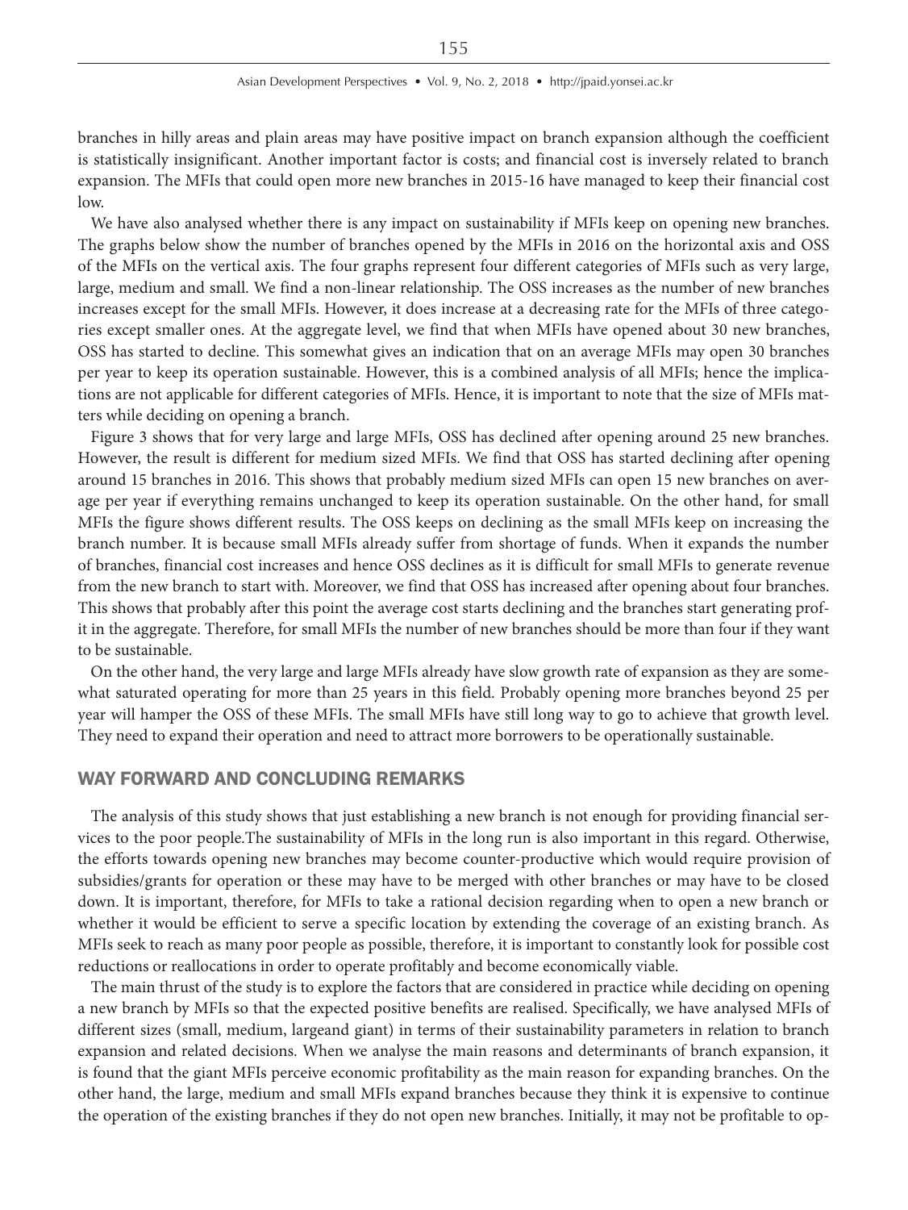branches in hilly areas and plain areas may have positive impact on branch expansion although the coefficient is statistically insignificant. Another important factor is costs; and financial cost is inversely related to branch expansion. The MFIs that could open more new branches in 2015-16 have managed to keep their financial cost low.

We have also analysed whether there is any impact on sustainability if MFIs keep on opening new branches. The graphs below show the number of branches opened by the MFIs in 2016 on the horizontal axis and OSS of the MFIs on the vertical axis. The four graphs represent four different categories of MFIs such as very large, large, medium and small. We find a non-linear relationship. The OSS increases as the number of new branches increases except for the small MFIs. However, it does increase at a decreasing rate for the MFIs of three categories except smaller ones. At the aggregate level, we find that when MFIs have opened about 30 new branches, OSS has started to decline. This somewhat gives an indication that on an average MFIs may open 30 branches per year to keep its operation sustainable. However, this is a combined analysis of all MFIs; hence the implications are not applicable for different categories of MFIs. Hence, it is important to note that the size of MFIs matters while deciding on opening a branch.

Figure 3 shows that for very large and large MFIs, OSS has declined after opening around 25 new branches. However, the result is different for medium sized MFIs. We find that OSS has started declining after opening around 15 branches in 2016. This shows that probably medium sized MFIs can open 15 new branches on average per year if everything remains unchanged to keep its operation sustainable. On the other hand, for small MFIs the figure shows different results. The OSS keeps on declining as the small MFIs keep on increasing the branch number. It is because small MFIs already suffer from shortage of funds. When it expands the number of branches, financial cost increases and hence OSS declines as it is difficult for small MFIs to generate revenue from the new branch to start with. Moreover, we find that OSS has increased after opening about four branches. This shows that probably after this point the average cost starts declining and the branches start generating profit in the aggregate. Therefore, for small MFIs the number of new branches should be more than four if they want to be sustainable.

On the other hand, the very large and large MFIs already have slow growth rate of expansion as they are somewhat saturated operating for more than 25 years in this field. Probably opening more branches beyond 25 per year will hamper the OSS of these MFIs. The small MFIs have still long way to go to achieve that growth level. They need to expand their operation and need to attract more borrowers to be operationally sustainable.

## WAY FORWARD AND CONCLUDING REMARKS

The analysis of this study shows that just establishing a new branch is not enough for providing financial services to the poor people.The sustainability of MFIs in the long run is also important in this regard. Otherwise, the efforts towards opening new branches may become counter-productive which would require provision of subsidies/grants for operation or these may have to be merged with other branches or may have to be closed down. It is important, therefore, for MFIs to take a rational decision regarding when to open a new branch or whether it would be efficient to serve a specific location by extending the coverage of an existing branch. As MFIs seek to reach as many poor people as possible, therefore, it is important to constantly look for possible cost reductions or reallocations in order to operate profitably and become economically viable.

The main thrust of the study is to explore the factors that are considered in practice while deciding on opening a new branch by MFIs so that the expected positive benefits are realised. Specifically, we have analysed MFIs of different sizes (small, medium, largeand giant) in terms of their sustainability parameters in relation to branch expansion and related decisions. When we analyse the main reasons and determinants of branch expansion, it is found that the giant MFIs perceive economic profitability as the main reason for expanding branches. On the other hand, the large, medium and small MFIs expand branches because they think it is expensive to continue the operation of the existing branches if they do not open new branches. Initially, it may not be profitable to op-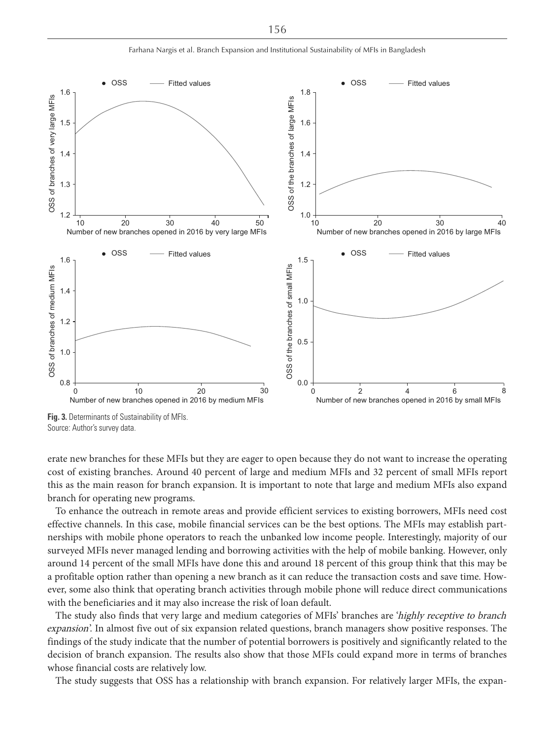**Fig. 3.** Determinants of Sustainability of MFIs.
Source: Author's survey data.

erate new branches for these MFIs but they are eager to open because they do not want to increase the operating cost of existing branches. Around 40 percent of large and medium MFIs and 32 percent of small MFIs report this as the main reason for branch expansion. It is important to note that large and medium MFIs also expand branch for operating new programs.

To enhance the outreach in remote areas and provide efficient services to existing borrowers, MFIs need cost effective channels. In this case, mobile financial services can be the best options. The MFIs may establish partnerships with mobile phone operators to reach the unbanked low income people. Interestingly, majority of our surveyed MFIs never managed lending and borrowing activities with the help of mobile banking. However, only around 14 percent of the small MFIs have done this and around 18 percent of this group think that this may be a profitable option rather than opening a new branch as it can reduce the transaction costs and save time. However, some also think that operating branch activities through mobile phone will reduce direct communications with the beneficiaries and it may also increase the risk of loan default.

The study also finds that very large and medium categories of MFIs' branches are '*highly receptive to branch expansion*'. In almost five out of six expansion related questions, branch managers show positive responses. The findings of the study indicate that the number of potential borrowers is positively and significantly related to the decision of branch expansion. The results also show that those MFIs could expand more in terms of branches whose financial costs are relatively low.

The study suggests that OSS has a relationship with branch expansion. For relatively larger MFIs, the expan-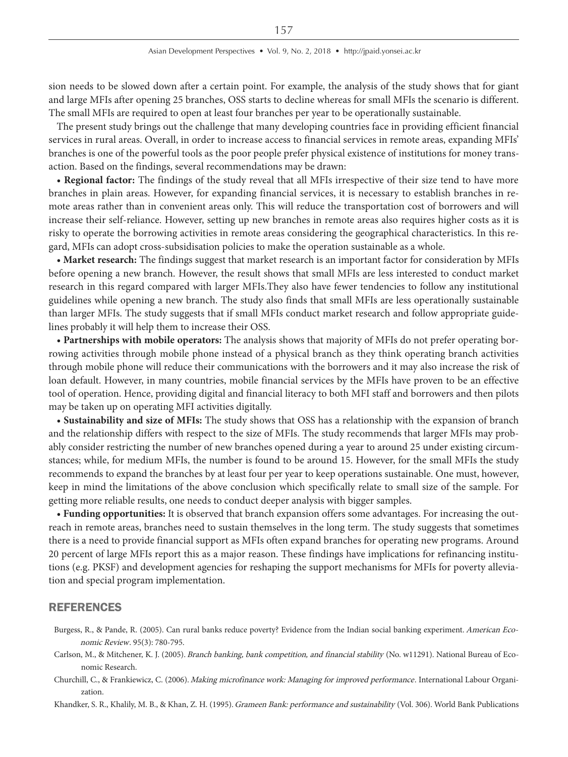sion needs to be slowed down after a certain point. For example, the analysis of the study shows that for giant and large MFIs after opening 25 branches, OSS starts to decline whereas for small MFIs the scenario is different. The small MFIs are required to open at least four branches per year to be operationally sustainable.

The present study brings out the challenge that many developing countries face in providing efficient financial services in rural areas. Overall, in order to increase access to financial services in remote areas, expanding MFIs' branches is one of the powerful tools as the poor people prefer physical existence of institutions for money transaction. Based on the findings, several recommendations may be drawn:

- **Regional factor:** The findings of the study reveal that all MFIs irrespective of their size tend to have more branches in plain areas. However, for expanding financial services, it is necessary to establish branches in remote areas rather than in convenient areas only. This will reduce the transportation cost of borrowers and will increase their self-reliance. However, setting up new branches in remote areas also requires higher costs as it is risky to operate the borrowing activities in remote areas considering the geographical characteristics. In this regard, MFIs can adopt cross-subsidisation policies to make the operation sustainable as a whole.
- **Market research:** The findings suggest that market research is an important factor for consideration by MFIs before opening a new branch. However, the result shows that small MFIs are less interested to conduct market research in this regard compared with larger MFIs.They also have fewer tendencies to follow any institutional guidelines while opening a new branch. The study also finds that small MFIs are less operationally sustainable than larger MFIs. The study suggests that if small MFIs conduct market research and follow appropriate guidelines probably it will help them to increase their OSS.
- **Partnerships with mobile operators:** The analysis shows that majority of MFIs do not prefer operating borrowing activities through mobile phone instead of a physical branch as they think operating branch activities through mobile phone will reduce their communications with the borrowers and it may also increase the risk of loan default. However, in many countries, mobile financial services by the MFIs have proven to be an effective tool of operation. Hence, providing digital and financial literacy to both MFI staff and borrowers and then pilots may be taken up on operating MFI activities digitally.
- **Sustainability and size of MFIs:** The study shows that OSS has a relationship with the expansion of branch and the relationship differs with respect to the size of MFIs. The study recommends that larger MFIs may probably consider restricting the number of new branches opened during a year to around 25 under existing circumstances; while, for medium MFIs, the number is found to be around 15. However, for the small MFIs the study recommends to expand the branches by at least four per year to keep operations sustainable. One must, however, keep in mind the limitations of the above conclusion which specifically relate to small size of the sample. For getting more reliable results, one needs to conduct deeper analysis with bigger samples.
- **Funding opportunities:** It is observed that branch expansion offers some advantages. For increasing the outreach in remote areas, branches need to sustain themselves in the long term. The study suggests that sometimes there is a need to provide financial support as MFIs often expand branches for operating new programs. Around 20 percent of large MFIs report this as a major reason. These findings have implications for refinancing institutions (e.g. PKSF) and development agencies for reshaping the support mechanisms for MFIs for poverty alleviation and special program implementation.

## REFERENCES

Burgess, R., & Pande, R. (2005). Can rural banks reduce poverty? Evidence from the Indian social banking experiment. *American Economic Review*. 95(3): 780-795.

Carlson, M., & Mitchener, K. J. (2005). *Branch banking, bank competition, and financial stability* (No. w11291). National Bureau of Economic Research.

Churchill, C., & Frankiewicz, C. (2006). *Making microfinance work: Managing for improved performance*. International Labour Organization.

Khandker, S. R., Khalily, M. B., & Khan, Z. H. (1995). *Grameen Bank: performance and sustainability* (Vol. 306). World Bank Publications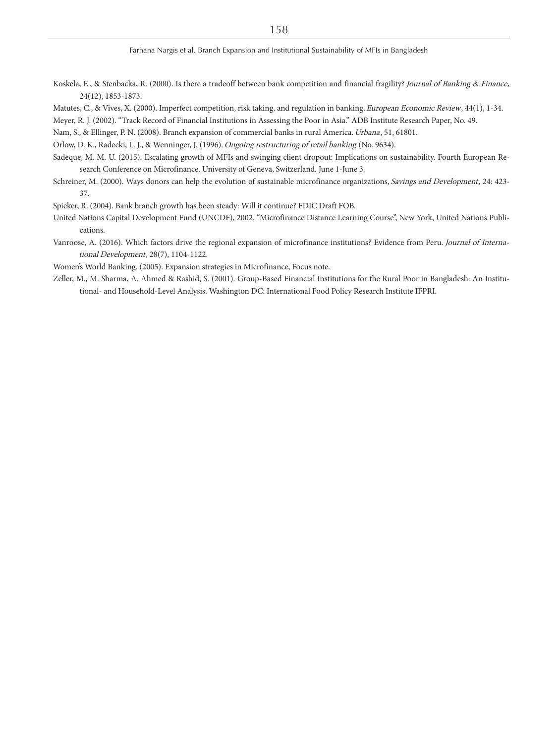Koskela, E., & Stenbacka, R. (2000). Is there a tradeoff between bank competition and financial fragility? *Journal of Banking & Finance*, 24(12), 1853-1873.

Matutes, C., & Vives, X. (2000). Imperfect competition, risk taking, and regulation in banking. *European Economic Review*, 44(1), 1-34.

Meyer, R. J. (2002). "Track Record of Financial Institutions in Assessing the Poor in Asia." ADB Institute Research Paper, No. 49.

Nam, S., & Ellinger, P. N. (2008). Branch expansion of commercial banks in rural America. *Urbana*, 51, 61801.

Orlow, D. K., Radecki, L. J., & Wenninger, J. (1996). *Ongoing restructuring of retail banking* (No. 9634).

Sadeque, M. M. U. (2015). Escalating growth of MFIs and swinging client dropout: Implications on sustainability. Fourth European Research Conference on Microfinance. University of Geneva, Switzerland. June 1-June 3.

Schreiner, M. (2000). Ways donors can help the evolution of sustainable microfinance organizations, *Savings and Development*, 24: 423-37.

Spieker, R. (2004). Bank branch growth has been steady: Will it continue? FDIC Draft FOB.

United Nations Capital Development Fund (UNCDF), 2002. "Microfinance Distance Learning Course", New York, United Nations Publications.

Vanroose, A. (2016). Which factors drive the regional expansion of microfinance institutions? Evidence from Peru. *Journal of International Development*, 28(7), 1104-1122.

Women's World Banking. (2005). Expansion strategies in Microfinance, Focus note.

Zeller, M., M. Sharma, A. Ahmed & Rashid, S. (2001). Group-Based Financial Institutions for the Rural Poor in Bangladesh: An Institutional- and Household-Level Analysis. Washington DC: International Food Policy Research Institute IFPRI.